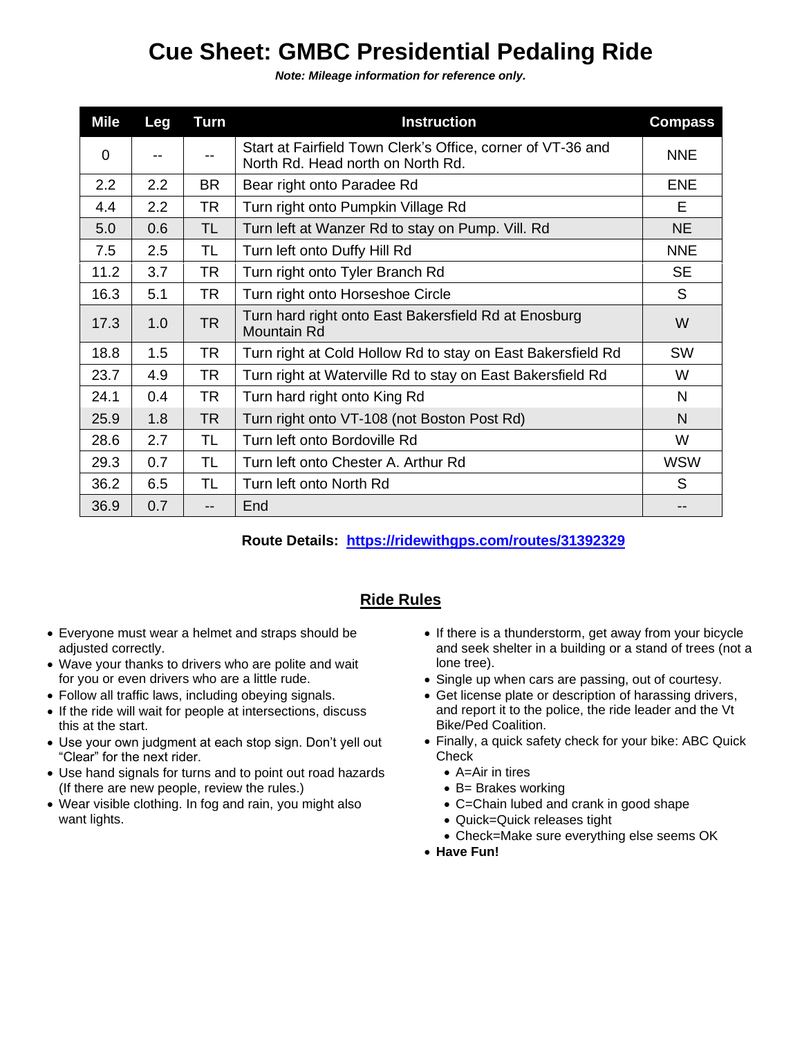# Cue Sheet: GMBC Presidential Pedaling Ride

***Note: Mileage information for reference only.***

| Mile | Leg | Turn | Instruction | Compass |
|---|---|---|---|---|
| 0 | -- | -- | Start at Fairfield Town Clerk's Office, corner of VT-36 and North Rd. Head north on North Rd. | NNE |
| 2.2 | 2.2 | BR | Bear right onto Paradee Rd | ENE |
| 4.4 | 2.2 | TR | Turn right onto Pumpkin Village Rd | E |
| 5.0 | 0.6 | TL | Turn left at Wanzer Rd to stay on Pump. Vill. Rd | NE |
| 7.5 | 2.5 | TL | Turn left onto Duffy Hill Rd | NNE |
| 11.2 | 3.7 | TR | Turn right onto Tyler Branch Rd | SE |
| 16.3 | 5.1 | TR | Turn right onto Horseshoe Circle | S |
| 17.3 | 1.0 | TR | Turn hard right onto East Bakersfield Rd at Enosburg Mountain Rd | W |
| 18.8 | 1.5 | TR | Turn right at Cold Hollow Rd to stay on East Bakersfield Rd | SW |
| 23.7 | 4.9 | TR | Turn right at Waterville Rd to stay on East Bakersfield Rd | W |
| 24.1 | 0.4 | TR | Turn hard right onto King Rd | N |
| 25.9 | 1.8 | TR | Turn right onto VT-108 (not Boston Post Rd) | N |
| 28.6 | 2.7 | TL | Turn left onto Bordoville Rd | W |
| 29.3 | 0.7 | TL | Turn left onto Chester A. Arthur Rd | WSW |
| 36.2 | 6.5 | TL | Turn left onto North Rd | S |
| 36.9 | 0.7 | -- | End | -- |

**Route Details:** **https://ridewithgps.com/routes/31392329**

## Ride Rules

- Everyone must wear a helmet and straps should be adjusted correctly.
- Wave your thanks to drivers who are polite and wait for you or even drivers who are a little rude.
- Follow all traffic laws, including obeying signals.
- If the ride will wait for people at intersections, discuss this at the start.
- Use your own judgment at each stop sign. Don't yell out "Clear" for the next rider.
- Use hand signals for turns and to point out road hazards (If there are new people, review the rules.)
- Wear visible clothing. In fog and rain, you might also want lights.
- If there is a thunderstorm, get away from your bicycle and seek shelter in a building or a stand of trees (not a lone tree).
- Single up when cars are passing, out of courtesy.
- Get license plate or description of harassing drivers, and report it to the police, the ride leader and the Vt Bike/Ped Coalition.
- Finally, a quick safety check for your bike: ABC Quick Check
  - A=Air in tires
  - B= Brakes working
  - C=Chain lubed and crank in good shape
  - Quick=Quick releases tight
  - Check=Make sure everything else seems OK
- **Have Fun!**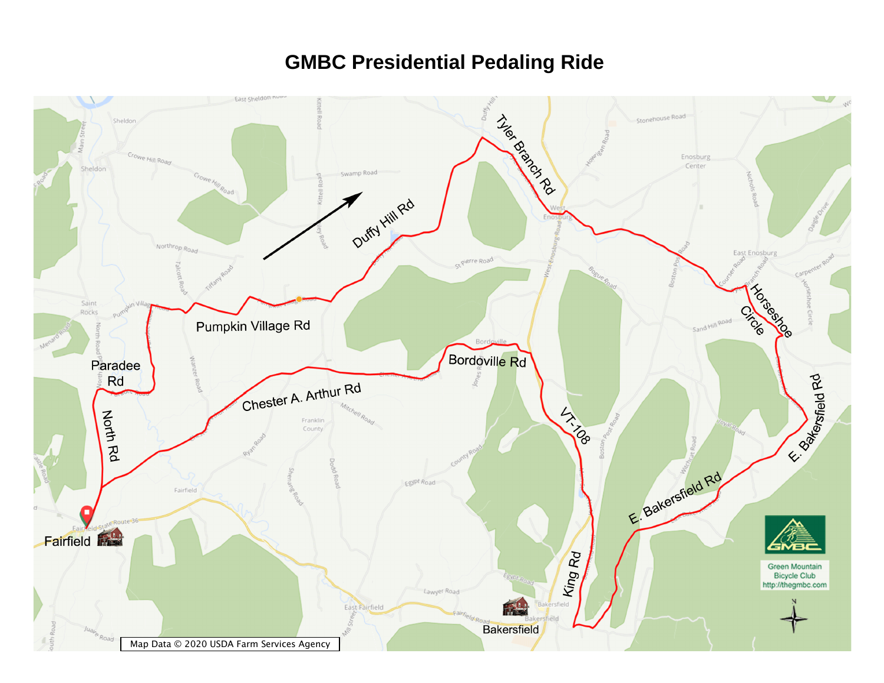# GMBC Presidential Pedaling Ride

Tyler Branch Rd

Duffy Hill Rd

Pumpkin Village Rd

Paradee Rd

North Rd

Chester A. Arthur Rd

Bordoville Rd

VT-108

King Rd

E. Bakersfield Rd

E. Bakersfield Rd

Horseshoe Circle

Fairfield

Bakersfield

Green Mountain Bicycle Club http://thegmbc.com

Map Data © 2020 USDA Farm Services Agency